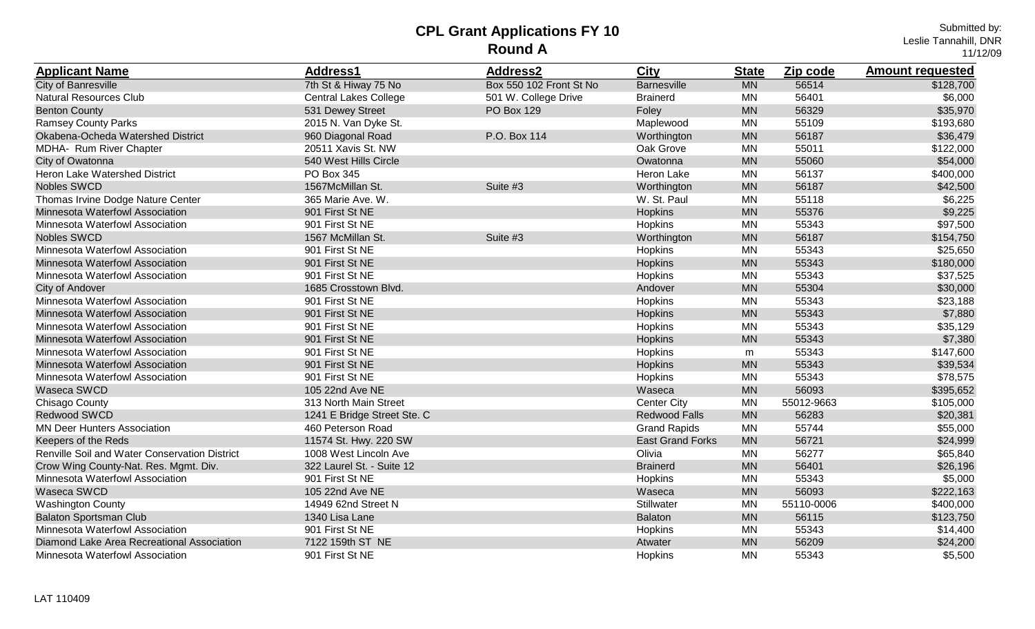# CPL Grant Applications FY 10
## Round A

Submitted by:
Leslie Tannahill, DNR
11/12/09

| Applicant Name | Address1 | Address2 | City | State | Zip code | Amount requested |
|---|---|---|---|---|---|---|
| City of Banresville | 7th St & Hiway 75 No | Box 550 102 Front St No | Barnesville | MN | 56514 | $128,700 |
| Natural Resources Club | Central Lakes College | 501 W. College Drive | Brainerd | MN | 56401 | $6,000 |
| Benton County | 531 Dewey Street | PO Box 129 | Foley | MN | 56329 | $35,970 |
| Ramsey County Parks | 2015 N. Van Dyke St. | | Maplewood | MN | 55109 | $193,680 |
| Okabena-Ocheda Watershed District | 960 Diagonal Road | P.O. Box 114 | Worthington | MN | 56187 | $36,479 |
| MDHA- Rum River Chapter | 20511 Xavis St. NW | | Oak Grove | MN | 55011 | $122,000 |
| City of Owatonna | 540 West Hills Circle | | Owatonna | MN | 55060 | $54,000 |
| Heron Lake Watershed District | PO Box 345 | | Heron Lake | MN | 56137 | $400,000 |
| Nobles SWCD | 1567McMillan St. | Suite #3 | Worthington | MN | 56187 | $42,500 |
| Thomas Irvine Dodge Nature Center | 365 Marie Ave. W. | | W. St. Paul | MN | 55118 | $6,225 |
| Minnesota Waterfowl Association | 901 First St NE | | Hopkins | MN | 55376 | $9,225 |
| Minnesota Waterfowl Association | 901 First St NE | | Hopkins | MN | 55343 | $97,500 |
| Nobles SWCD | 1567 McMillan St. | Suite #3 | Worthington | MN | 56187 | $154,750 |
| Minnesota Waterfowl Association | 901 First St NE | | Hopkins | MN | 55343 | $25,650 |
| Minnesota Waterfowl Association | 901 First St NE | | Hopkins | MN | 55343 | $180,000 |
| Minnesota Waterfowl Association | 901 First St NE | | Hopkins | MN | 55343 | $37,525 |
| City of Andover | 1685 Crosstown Blvd. | | Andover | MN | 55304 | $30,000 |
| Minnesota Waterfowl Association | 901 First St NE | | Hopkins | MN | 55343 | $23,188 |
| Minnesota Waterfowl Association | 901 First St NE | | Hopkins | MN | 55343 | $7,880 |
| Minnesota Waterfowl Association | 901 First St NE | | Hopkins | MN | 55343 | $35,129 |
| Minnesota Waterfowl Association | 901 First St NE | | Hopkins | MN | 55343 | $7,380 |
| Minnesota Waterfowl Association | 901 First St NE | | Hopkins | m | 55343 | $147,600 |
| Minnesota Waterfowl Association | 901 First St NE | | Hopkins | MN | 55343 | $39,534 |
| Minnesota Waterfowl Association | 901 First St NE | | Hopkins | MN | 55343 | $78,575 |
| Waseca SWCD | 105 22nd Ave NE | | Waseca | MN | 56093 | $395,652 |
| Chisago County | 313 North Main Street | | Center City | MN | 55012-9663 | $105,000 |
| Redwood SWCD | 1241 E Bridge Street Ste. C | | Redwood Falls | MN | 56283 | $20,381 |
| MN Deer Hunters Association | 460 Peterson Road | | Grand Rapids | MN | 55744 | $55,000 |
| Keepers of the Reds | 11574 St. Hwy. 220 SW | | East Grand Forks | MN | 56721 | $24,999 |
| Renville Soil and Water Conservation District | 1008 West Lincoln Ave | | Olivia | MN | 56277 | $65,840 |
| Crow Wing County-Nat. Res. Mgmt. Div. | 322 Laurel St. - Suite 12 | | Brainerd | MN | 56401 | $26,196 |
| Minnesota Waterfowl Association | 901 First St NE | | Hopkins | MN | 55343 | $5,000 |
| Waseca SWCD | 105 22nd Ave NE | | Waseca | MN | 56093 | $222,163 |
| Washington County | 14949 62nd Street N | | Stillwater | MN | 55110-0006 | $400,000 |
| Balaton Sportsman Club | 1340 Lisa Lane | | Balaton | MN | 56115 | $123,750 |
| Minnesota Waterfowl Association | 901 First St NE | | Hopkins | MN | 55343 | $14,400 |
| Diamond Lake Area Recreational Association | 7122 159th ST NE | | Atwater | MN | 56209 | $24,200 |
| Minnesota Waterfowl Association | 901 First St NE | | Hopkins | MN | 55343 | $5,500 |

LAT 110409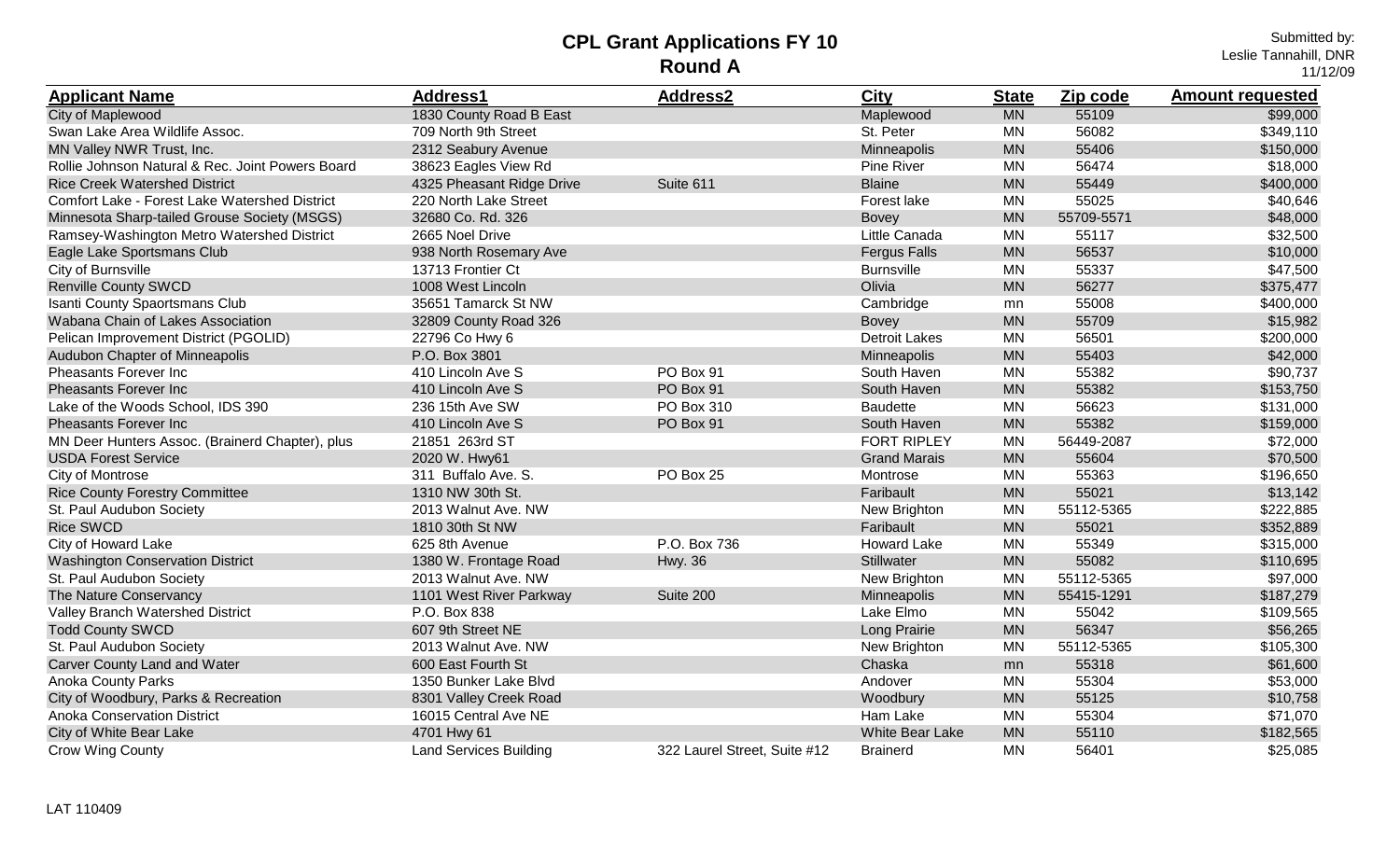# CPL Grant Applications FY 10

## Round A

Submitted by:
Leslie Tannahill, DNR
11/12/09

| Applicant Name | Address1 | Address2 | City | State | Zip code | Amount requested |
|---|---|---|---|---|---|---|
| City of Maplewood | 1830 County Road B East | | Maplewood | MN | 55109 | $99,000 |
| Swan Lake Area Wildlife Assoc. | 709 North 9th Street | | St. Peter | MN | 56082 | $349,110 |
| MN Valley NWR Trust, Inc. | 2312 Seabury Avenue | | Minneapolis | MN | 55406 | $150,000 |
| Rollie Johnson Natural & Rec. Joint Powers Board | 38623 Eagles View Rd | | Pine River | MN | 56474 | $18,000 |
| Rice Creek Watershed District | 4325 Pheasant Ridge Drive | Suite 611 | Blaine | MN | 55449 | $400,000 |
| Comfort Lake - Forest Lake Watershed District | 220 North Lake Street | | Forest lake | MN | 55025 | $40,646 |
| Minnesota Sharp-tailed Grouse Society (MSGS) | 32680 Co. Rd. 326 | | Bovey | MN | 55709-5571 | $48,000 |
| Ramsey-Washington Metro Watershed District | 2665 Noel Drive | | Little Canada | MN | 55117 | $32,500 |
| Eagle Lake Sportsmans Club | 938 North Rosemary Ave | | Fergus Falls | MN | 56537 | $10,000 |
| City of Burnsville | 13713 Frontier Ct | | Burnsville | MN | 55337 | $47,500 |
| Renville County SWCD | 1008 West Lincoln | | Olivia | MN | 56277 | $375,477 |
| Isanti County Spaortsmans Club | 35651 Tamarck St NW | | Cambridge | mn | 55008 | $400,000 |
| Wabana Chain of Lakes Association | 32809 County Road 326 | | Bovey | MN | 55709 | $15,982 |
| Pelican Improvement District (PGOLID) | 22796 Co Hwy 6 | | Detroit Lakes | MN | 56501 | $200,000 |
| Audubon Chapter of Minneapolis | P.O. Box 3801 | | Minneapolis | MN | 55403 | $42,000 |
| Pheasants Forever Inc | 410 Lincoln Ave S | PO Box 91 | South Haven | MN | 55382 | $90,737 |
| Pheasants Forever Inc | 410 Lincoln Ave S | PO Box 91 | South Haven | MN | 55382 | $153,750 |
| Lake of the Woods School, IDS 390 | 236 15th Ave SW | PO Box 310 | Baudette | MN | 56623 | $131,000 |
| Pheasants Forever Inc | 410 Lincoln Ave S | PO Box 91 | South Haven | MN | 55382 | $159,000 |
| MN Deer Hunters Assoc. (Brainerd Chapter), plus | 21851 263rd ST | | FORT RIPLEY | MN | 56449-2087 | $72,000 |
| USDA Forest Service | 2020 W. Hwy61 | | Grand Marais | MN | 55604 | $70,500 |
| City of Montrose | 311 Buffalo Ave. S. | PO Box 25 | Montrose | MN | 55363 | $196,650 |
| Rice County Forestry Committee | 1310 NW 30th St. | | Faribault | MN | 55021 | $13,142 |
| St. Paul Audubon Society | 2013 Walnut Ave. NW | | New Brighton | MN | 55112-5365 | $222,885 |
| Rice SWCD | 1810 30th St NW | | Faribault | MN | 55021 | $352,889 |
| City of Howard Lake | 625 8th Avenue | P.O. Box 736 | Howard Lake | MN | 55349 | $315,000 |
| Washington Conservation District | 1380 W. Frontage Road | Hwy. 36 | Stillwater | MN | 55082 | $110,695 |
| St. Paul Audubon Society | 2013 Walnut Ave. NW | | New Brighton | MN | 55112-5365 | $97,000 |
| The Nature Conservancy | 1101 West River Parkway | Suite 200 | Minneapolis | MN | 55415-1291 | $187,279 |
| Valley Branch Watershed District | P.O. Box 838 | | Lake Elmo | MN | 55042 | $109,565 |
| Todd County SWCD | 607 9th Street NE | | Long Prairie | MN | 56347 | $56,265 |
| St. Paul Audubon Society | 2013 Walnut Ave. NW | | New Brighton | MN | 55112-5365 | $105,300 |
| Carver County Land and Water | 600 East Fourth St | | Chaska | mn | 55318 | $61,600 |
| Anoka County Parks | 1350 Bunker Lake Blvd | | Andover | MN | 55304 | $53,000 |
| City of Woodbury, Parks & Recreation | 8301 Valley Creek Road | | Woodbury | MN | 55125 | $10,758 |
| Anoka Conservation District | 16015 Central Ave NE | | Ham Lake | MN | 55304 | $71,070 |
| City of White Bear Lake | 4701 Hwy 61 | | White Bear Lake | MN | 55110 | $182,565 |
| Crow Wing County | Land Services Building | 322 Laurel Street, Suite #12 | Brainerd | MN | 56401 | $25,085 |

LAT 110409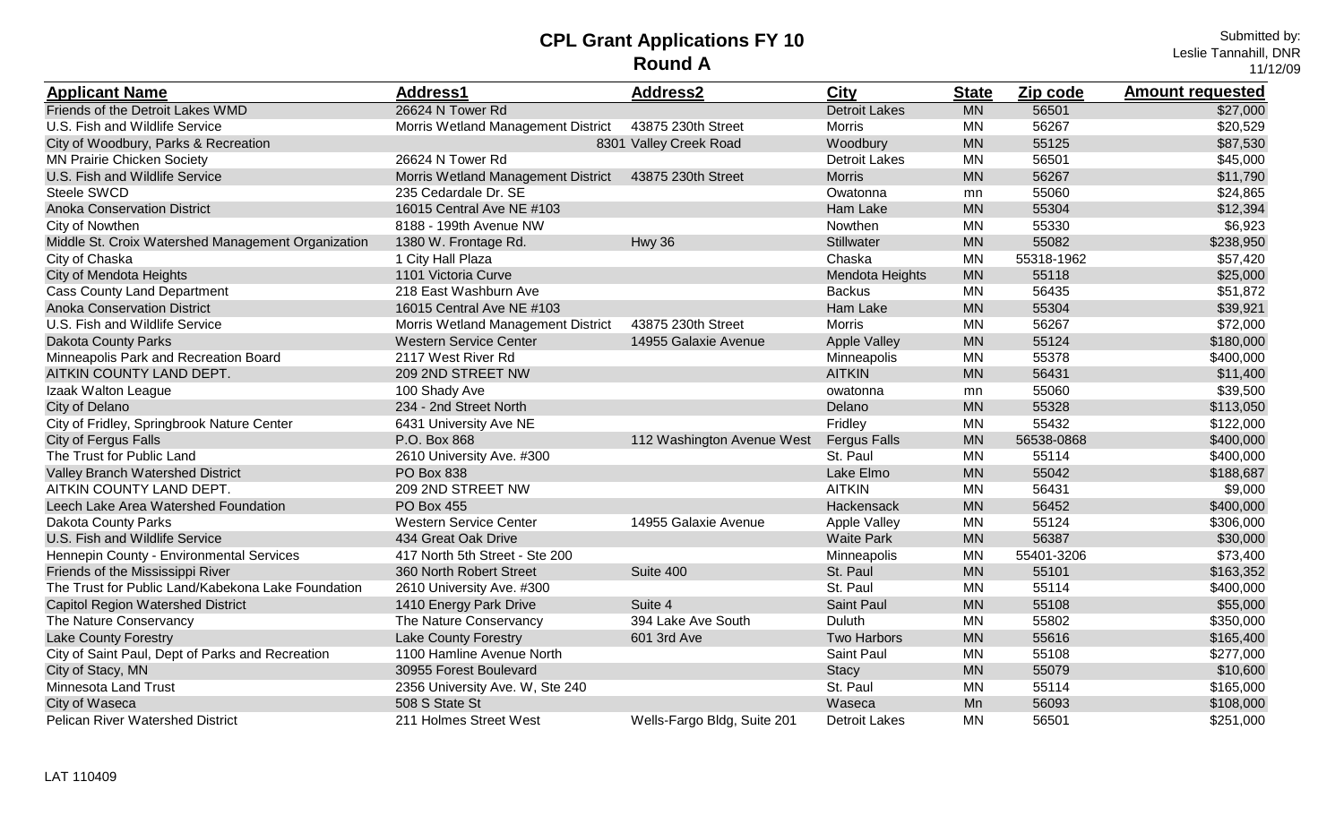# CPL Grant Applications FY 10
## Round A

Submitted by:
Leslie Tannahill, DNR
11/12/09

| Applicant Name | Address1 | Address2 | City | State | Zip code | Amount requested |
|---|---|---|---|---|---|---|
| Friends of the Detroit Lakes WMD | 26624 N Tower Rd | | Detroit Lakes | MN | 56501 | $27,000 |
| U.S. Fish and Wildlife Service | Morris Wetland Management District | 43875 230th Street | Morris | MN | 56267 | $20,529 |
| City of Woodbury, Parks & Recreation | | 8301 Valley Creek Road | Woodbury | MN | 55125 | $87,530 |
| MN Prairie Chicken Society | 26624 N Tower Rd | | Detroit Lakes | MN | 56501 | $45,000 |
| U.S. Fish and Wildlife Service | Morris Wetland Management District | 43875 230th Street | Morris | MN | 56267 | $11,790 |
| Steele SWCD | 235 Cedardale Dr. SE | | Owatonna | mn | 55060 | $24,865 |
| Anoka Conservation District | 16015 Central Ave NE #103 | | Ham Lake | MN | 55304 | $12,394 |
| City of Nowthen | 8188 - 199th Avenue NW | | Nowthen | MN | 55330 | $6,923 |
| Middle St. Croix Watershed Management Organization | 1380 W. Frontage Rd. | Hwy 36 | Stillwater | MN | 55082 | $238,950 |
| City of Chaska | 1 City Hall Plaza | | Chaska | MN | 55318-1962 | $57,420 |
| City of Mendota Heights | 1101 Victoria Curve | | Mendota Heights | MN | 55118 | $25,000 |
| Cass County Land Department | 218 East Washburn Ave | | Backus | MN | 56435 | $51,872 |
| Anoka Conservation District | 16015 Central Ave NE #103 | | Ham Lake | MN | 55304 | $39,921 |
| U.S. Fish and Wildlife Service | Morris Wetland Management District | 43875 230th Street | Morris | MN | 56267 | $72,000 |
| Dakota County Parks | Western Service Center | 14955 Galaxie Avenue | Apple Valley | MN | 55124 | $180,000 |
| Minneapolis Park and Recreation Board | 2117 West River Rd | | Minneapolis | MN | 55378 | $400,000 |
| AITKIN COUNTY LAND DEPT. | 209 2ND STREET NW | | AITKIN | MN | 56431 | $11,400 |
| Izaak Walton League | 100 Shady Ave | | owatonna | mn | 55060 | $39,500 |
| City of Delano | 234 - 2nd Street North | | Delano | MN | 55328 | $113,050 |
| City of Fridley, Springbrook Nature Center | 6431 University Ave NE | | Fridley | MN | 55432 | $122,000 |
| City of Fergus Falls | P.O. Box 868 | 112 Washington Avenue West | Fergus Falls | MN | 56538-0868 | $400,000 |
| The Trust for Public Land | 2610 University Ave. #300 | | St. Paul | MN | 55114 | $400,000 |
| Valley Branch Watershed District | PO Box 838 | | Lake Elmo | MN | 55042 | $188,687 |
| AITKIN COUNTY LAND DEPT. | 209 2ND STREET NW | | AITKIN | MN | 56431 | $9,000 |
| Leech Lake Area Watershed Foundation | PO Box 455 | | Hackensack | MN | 56452 | $400,000 |
| Dakota County Parks | Western Service Center | 14955 Galaxie Avenue | Apple Valley | MN | 55124 | $306,000 |
| U.S. Fish and Wildlife Service | 434 Great Oak Drive | | Waite Park | MN | 56387 | $30,000 |
| Hennepin County - Environmental Services | 417 North 5th Street - Ste 200 | | Minneapolis | MN | 55401-3206 | $73,400 |
| Friends of the Mississippi River | 360 North Robert Street | Suite 400 | St. Paul | MN | 55101 | $163,352 |
| The Trust for Public Land/Kabekona Lake Foundation | 2610 University Ave. #300 | | St. Paul | MN | 55114 | $400,000 |
| Capitol Region Watershed District | 1410 Energy Park Drive | Suite 4 | Saint Paul | MN | 55108 | $55,000 |
| The Nature Conservancy | The Nature Conservancy | 394 Lake Ave South | Duluth | MN | 55802 | $350,000 |
| Lake County Forestry | Lake County Forestry | 601 3rd Ave | Two Harbors | MN | 55616 | $165,400 |
| City of Saint Paul, Dept of Parks and Recreation | 1100 Hamline Avenue North | | Saint Paul | MN | 55108 | $277,000 |
| City of Stacy, MN | 30955 Forest Boulevard | | Stacy | MN | 55079 | $10,600 |
| Minnesota Land Trust | 2356 University Ave. W, Ste 240 | | St. Paul | MN | 55114 | $165,000 |
| City of Waseca | 508 S State St | | Waseca | Mn | 56093 | $108,000 |
| Pelican River Watershed District | 211 Holmes Street West | Wells-Fargo Bldg, Suite 201 | Detroit Lakes | MN | 56501 | $251,000 |

LAT 110409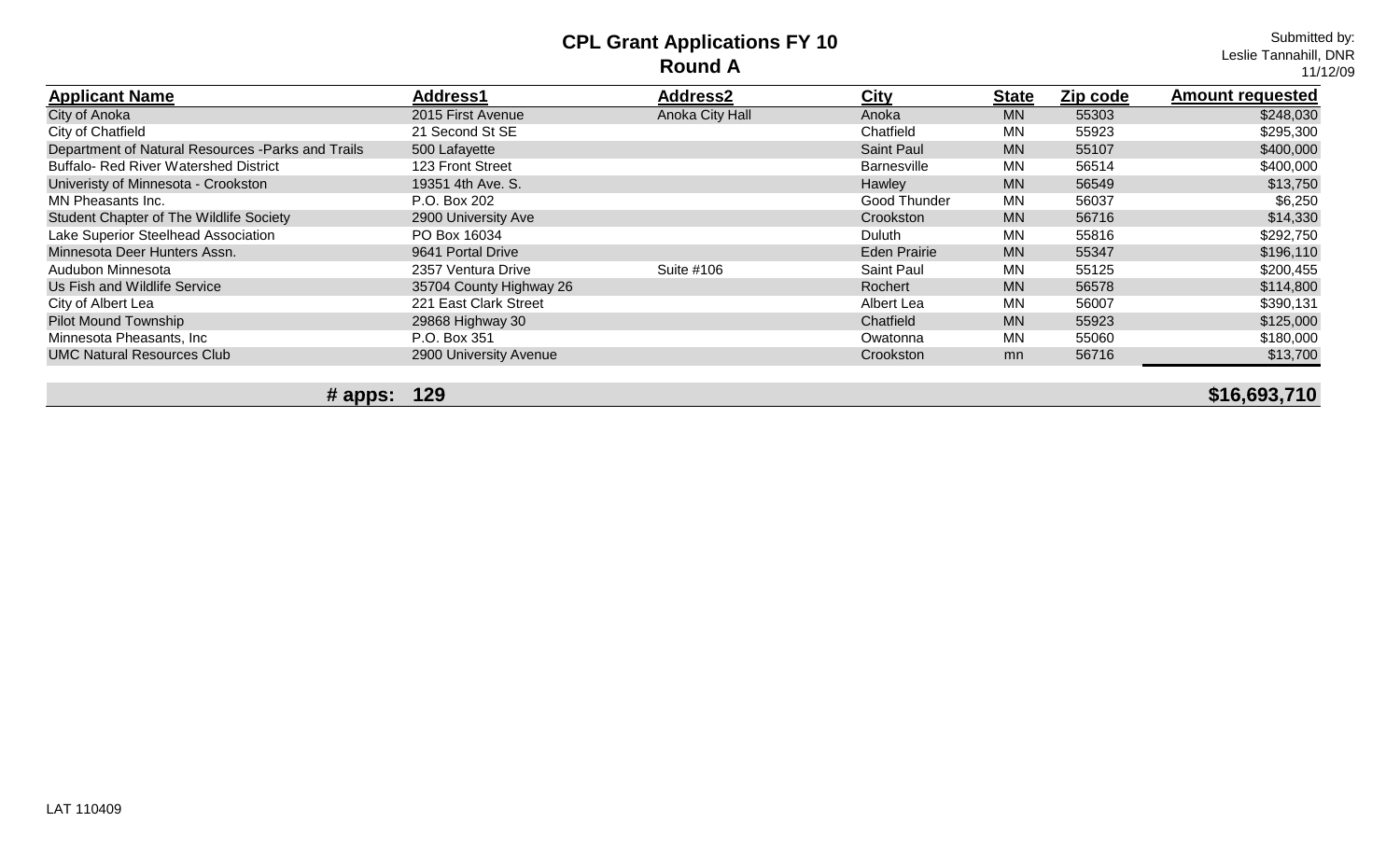# CPL Grant Applications FY 10
## Round A

Submitted by:
Leslie Tannahill, DNR
11/12/09

| Applicant Name | Address1 | Address2 | City | State | Zip code | Amount requested |
|---|---|---|---|---|---|---|
| City of Anoka | 2015 First Avenue | Anoka City Hall | Anoka | MN | 55303 | $248,030 |
| City of Chatfield | 21 Second St SE | | Chatfield | MN | 55923 | $295,300 |
| Department of Natural Resources -Parks and Trails | 500 Lafayette | | Saint Paul | MN | 55107 | $400,000 |
| Buffalo- Red River Watershed District | 123 Front Street | | Barnesville | MN | 56514 | $400,000 |
| Univeristy of Minnesota - Crookston | 19351 4th Ave. S. | | Hawley | MN | 56549 | $13,750 |
| MN Pheasants Inc. | P.O. Box 202 | | Good Thunder | MN | 56037 | $6,250 |
| Student Chapter of The Wildlife Society | 2900 University Ave | | Crookston | MN | 56716 | $14,330 |
| Lake Superior Steelhead Association | PO Box 16034 | | Duluth | MN | 55816 | $292,750 |
| Minnesota Deer Hunters Assn. | 9641 Portal Drive | | Eden Prairie | MN | 55347 | $196,110 |
| Audubon Minnesota | 2357 Ventura Drive | Suite #106 | Saint Paul | MN | 55125 | $200,455 |
| Us Fish and Wildlife Service | 35704 County Highway 26 | | Rochert | MN | 56578 | $114,800 |
| City of Albert Lea | 221 East Clark Street | | Albert Lea | MN | 56007 | $390,131 |
| Pilot Mound Township | 29868 Highway 30 | | Chatfield | MN | 55923 | $125,000 |
| Minnesota Pheasants, Inc | P.O. Box 351 | | Owatonna | MN | 55060 | $180,000 |
| UMC Natural Resources Club | 2900 University Avenue | | Crookston | mn | 56716 | $13,700 |
| **# apps:** | **129** | | | | | **$16,693,710** |

LAT 110409